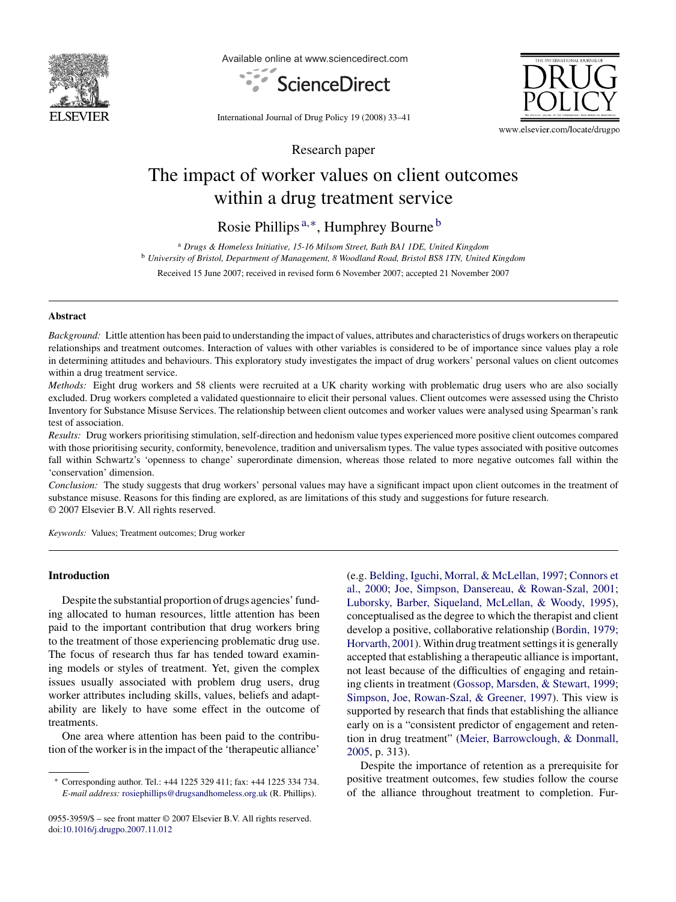Research paper

# The impact of worker values on client outcomes within a drug treatment service

Rosie Phillips [a,*], Humphrey Bourne [b]

[a] *Drugs & Homeless Initiative, 15-16 Milsom Street, Bath BA1 1DE, United Kingdom*
[b] *University of Bristol, Department of Management, 8 Woodland Road, Bristol BS8 1TN, United Kingdom*

Received 15 June 2007; received in revised form 6 November 2007; accepted 21 November 2007

## Abstract

*Background:* Little attention has been paid to understanding the impact of values, attributes and characteristics of drugs workers on therapeutic relationships and treatment outcomes. Interaction of values with other variables is considered to be of importance since values play a role in determining attitudes and behaviours. This exploratory study investigates the impact of drug workers' personal values on client outcomes within a drug treatment service.

*Methods:* Eight drug workers and 58 clients were recruited at a UK charity working with problematic drug users who are also socially excluded. Drug workers completed a validated questionnaire to elicit their personal values. Client outcomes were assessed using the Christo Inventory for Substance Misuse Services. The relationship between client outcomes and worker values were analysed using Spearman's rank test of association.

*Results:* Drug workers prioritising stimulation, self-direction and hedonism value types experienced more positive client outcomes compared with those prioritising security, conformity, benevolence, tradition and universalism types. The value types associated with positive outcomes fall within Schwartz's 'openness to change' superordinate dimension, whereas those related to more negative outcomes fall within the 'conservation' dimension.

*Conclusion:* The study suggests that drug workers' personal values may have a significant impact upon client outcomes in the treatment of substance misuse. Reasons for this finding are explored, as are limitations of this study and suggestions for future research.
© 2007 Elsevier B.V. All rights reserved.

*Keywords:* Values; Treatment outcomes; Drug worker

## Introduction

Despite the substantial proportion of drugs agencies' funding allocated to human resources, little attention has been paid to the important contribution that drug workers bring to the treatment of those experiencing problematic drug use. The focus of research thus far has tended toward examining models or styles of treatment. Yet, given the complex issues usually associated with problem drug users, drug worker attributes including skills, values, beliefs and adaptability are likely to have some effect in the outcome of treatments.

One area where attention has been paid to the contribution of the worker is in the impact of the 'therapeutic alliance' (e.g. Belding, Iguchi, Morral, & McLellan, 1997; Connors et al., 2000; Joe, Simpson, Dansereau, & Rowan-Szal, 2001; Luborsky, Barber, Siqueland, McLellan, & Woody, 1995), conceptualised as the degree to which the therapist and client develop a positive, collaborative relationship (Bordin, 1979; Horvarth, 2001). Within drug treatment settings it is generally accepted that establishing a therapeutic alliance is important, not least because of the difficulties of engaging and retaining clients in treatment (Gossop, Marsden, & Stewart, 1999; Simpson, Joe, Rowan-Szal, & Greener, 1997). This view is supported by research that finds that establishing the alliance early on is a "consistent predictor of engagement and retention in drug treatment" (Meier, Barrowclough, & Donmall, 2005, p. 313).

Despite the importance of retention as a prerequisite for positive treatment outcomes, few studies follow the course of the alliance throughout treatment to completion. Fur-

* Corresponding author. Tel.: +44 1225 329 411; fax: +44 1225 334 734. *E-mail address:* rosiephillips@drugsandhomeless.org.uk (R. Phillips).

0955-3959/$ – see front matter © 2007 Elsevier B.V. All rights reserved.
doi:10.1016/j.drugpo.2007.11.012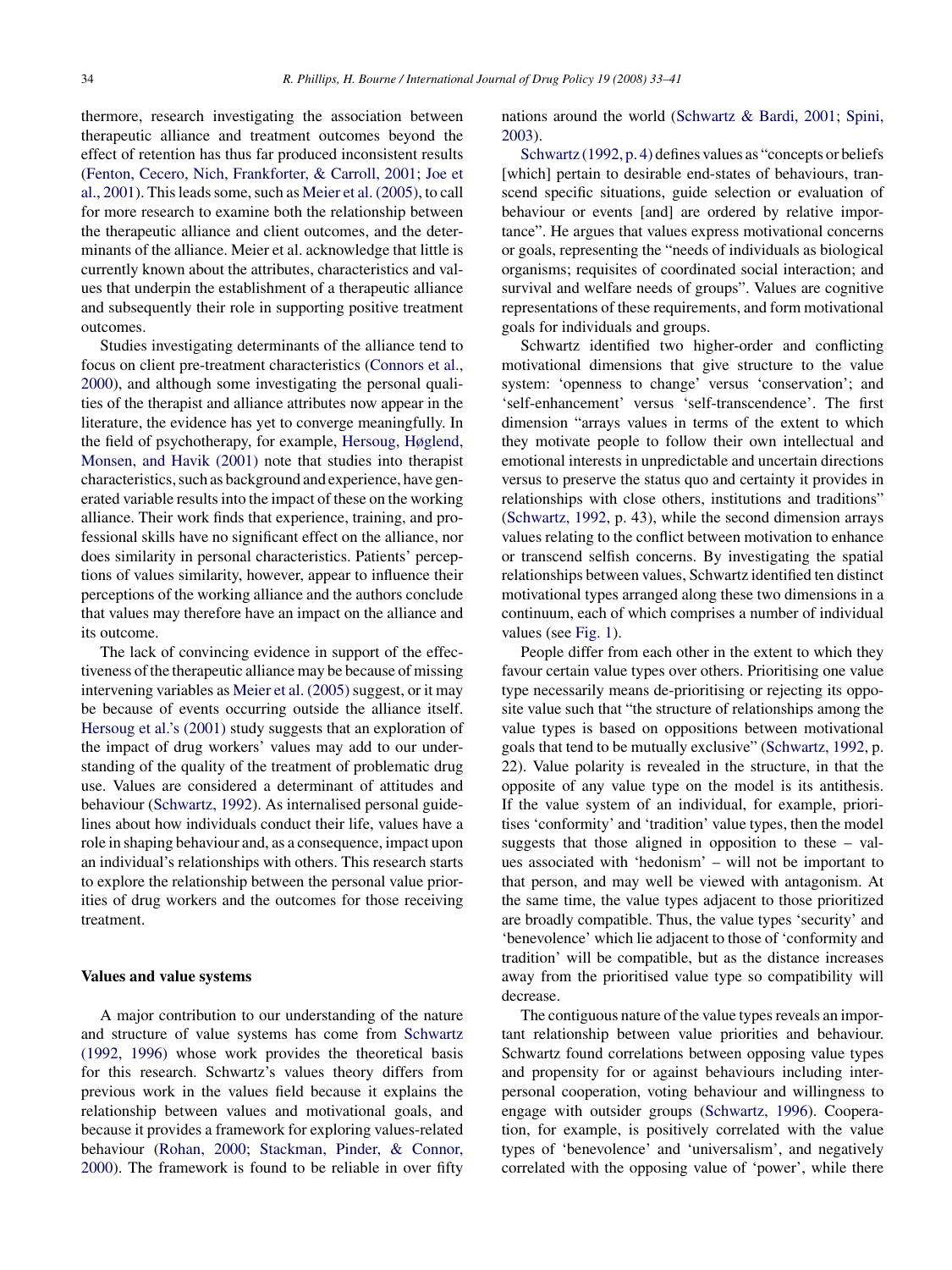thermore, research investigating the association between therapeutic alliance and treatment outcomes beyond the effect of retention has thus far produced inconsistent results (Fenton, Cecero, Nich, Frankforter, & Carroll, 2001; Joe et al., 2001). This leads some, such as Meier et al. (2005), to call for more research to examine both the relationship between the therapeutic alliance and client outcomes, and the determinants of the alliance. Meier et al. acknowledge that little is currently known about the attributes, characteristics and values that underpin the establishment of a therapeutic alliance and subsequently their role in supporting positive treatment outcomes.

Studies investigating determinants of the alliance tend to focus on client pre-treatment characteristics (Connors et al., 2000), and although some investigating the personal qualities of the therapist and alliance attributes now appear in the literature, the evidence has yet to converge meaningfully. In the field of psychotherapy, for example, Hersoug, Høglend, Monsen, and Havik (2001) note that studies into therapist characteristics, such as background and experience, have generated variable results into the impact of these on the working alliance. Their work finds that experience, training, and professional skills have no significant effect on the alliance, nor does similarity in personal characteristics. Patients' perceptions of values similarity, however, appear to influence their perceptions of the working alliance and the authors conclude that values may therefore have an impact on the alliance and its outcome.

The lack of convincing evidence in support of the effectiveness of the therapeutic alliance may be because of missing intervening variables as Meier et al. (2005) suggest, or it may be because of events occurring outside the alliance itself. Hersoug et al.'s (2001) study suggests that an exploration of the impact of drug workers' values may add to our understanding of the quality of the treatment of problematic drug use. Values are considered a determinant of attitudes and behaviour (Schwartz, 1992). As internalised personal guidelines about how individuals conduct their life, values have a role in shaping behaviour and, as a consequence, impact upon an individual's relationships with others. This research starts to explore the relationship between the personal value priorities of drug workers and the outcomes for those receiving treatment.

## Values and value systems

A major contribution to our understanding of the nature and structure of value systems has come from Schwartz (1992, 1996) whose work provides the theoretical basis for this research. Schwartz's values theory differs from previous work in the values field because it explains the relationship between values and motivational goals, and because it provides a framework for exploring values-related behaviour (Rohan, 2000; Stackman, Pinder, & Connor, 2000). The framework is found to be reliable in over fifty nations around the world (Schwartz & Bardi, 2001; Spini, 2003).

Schwartz (1992, p. 4) defines values as "concepts or beliefs [which] pertain to desirable end-states of behaviours, transcend specific situations, guide selection or evaluation of behaviour or events [and] are ordered by relative importance". He argues that values express motivational concerns or goals, representing the "needs of individuals as biological organisms; requisites of coordinated social interaction; and survival and welfare needs of groups". Values are cognitive representations of these requirements, and form motivational goals for individuals and groups.

Schwartz identified two higher-order and conflicting motivational dimensions that give structure to the value system: 'openness to change' versus 'conservation'; and 'self-enhancement' versus 'self-transcendence'. The first dimension "arrays values in terms of the extent to which they motivate people to follow their own intellectual and emotional interests in unpredictable and uncertain directions versus to preserve the status quo and certainty it provides in relationships with close others, institutions and traditions" (Schwartz, 1992, p. 43), while the second dimension arrays values relating to the conflict between motivation to enhance or transcend selfish concerns. By investigating the spatial relationships between values, Schwartz identified ten distinct motivational types arranged along these two dimensions in a continuum, each of which comprises a number of individual values (see Fig. 1).

People differ from each other in the extent to which they favour certain value types over others. Prioritising one value type necessarily means de-prioritising or rejecting its opposite value such that "the structure of relationships among the value types is based on oppositions between motivational goals that tend to be mutually exclusive" (Schwartz, 1992, p. 22). Value polarity is revealed in the structure, in that the opposite of any value type on the model is its antithesis. If the value system of an individual, for example, prioritises 'conformity' and 'tradition' value types, then the model suggests that those aligned in opposition to these – values associated with 'hedonism' – will not be important to that person, and may well be viewed with antagonism. At the same time, the value types adjacent to those prioritized are broadly compatible. Thus, the value types 'security' and 'benevolence' which lie adjacent to those of 'conformity and tradition' will be compatible, but as the distance increases away from the prioritised value type so compatibility will decrease.

The contiguous nature of the value types reveals an important relationship between value priorities and behaviour. Schwartz found correlations between opposing value types and propensity for or against behaviours including interpersonal cooperation, voting behaviour and willingness to engage with outsider groups (Schwartz, 1996). Cooperation, for example, is positively correlated with the value types of 'benevolence' and 'universalism', and negatively correlated with the opposing value of 'power', while there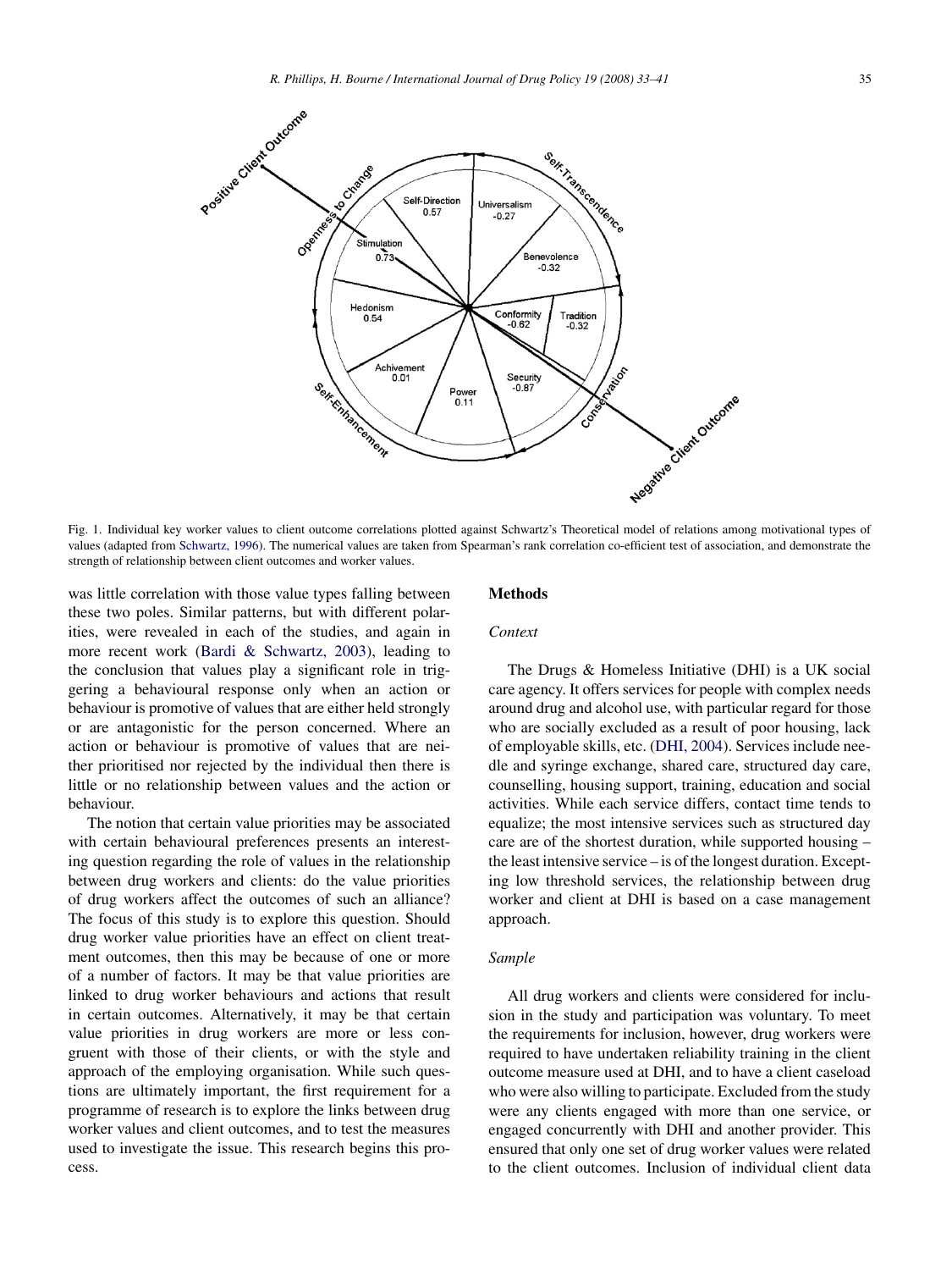Positive Client Outcome

Openness to Change

Self-Direction
0.57

Universalism
-0.27

Self-Transcendence

Stimulation
0.73

Benevolence
-0.32

Hedonism
0.54

Conformity
-0.62

Tradition
-0.32

Achievement
0.01

Security
-0.87

Power
0.11

Self-Enhancement

Conservation

Negative Client Outcome

Fig. 1. Individual key worker values to client outcome correlations plotted against Schwartz's Theoretical model of relations among motivational types of values (adapted from Schwartz, 1996). The numerical values are taken from Spearman's rank correlation co-efficient test of association, and demonstrate the strength of relationship between client outcomes and worker values.

was little correlation with those value types falling between these two poles. Similar patterns, but with different polarities, were revealed in each of the studies, and again in more recent work (Bardi & Schwartz, 2003), leading to the conclusion that values play a significant role in triggering a behavioural response only when an action or behaviour is promotive of values that are either held strongly or are antagonistic for the person concerned. Where an action or behaviour is promotive of values that are neither prioritised nor rejected by the individual then there is little or no relationship between values and the action or behaviour.

The notion that certain value priorities may be associated with certain behavioural preferences presents an interesting question regarding the role of values in the relationship between drug workers and clients: do the value priorities of drug workers affect the outcomes of such an alliance? The focus of this study is to explore this question. Should drug worker value priorities have an effect on client treatment outcomes, then this may be because of one or more of a number of factors. It may be that value priorities are linked to drug worker behaviours and actions that result in certain outcomes. Alternatively, it may be that certain value priorities in drug workers are more or less congruent with those of their clients, or with the style and approach of the employing organisation. While such questions are ultimately important, the first requirement for a programme of research is to explore the links between drug worker values and client outcomes, and to test the measures used to investigate the issue. This research begins this process.

## Methods

### *Context*

The Drugs & Homeless Initiative (DHI) is a UK social care agency. It offers services for people with complex needs around drug and alcohol use, with particular regard for those who are socially excluded as a result of poor housing, lack of employable skills, etc. (DHI, 2004). Services include needle and syringe exchange, shared care, structured day care, counselling, housing support, training, education and social activities. While each service differs, contact time tends to equalize; the most intensive services such as structured day care are of the shortest duration, while supported housing – the least intensive service – is of the longest duration. Excepting low threshold services, the relationship between drug worker and client at DHI is based on a case management approach.

### *Sample*

All drug workers and clients were considered for inclusion in the study and participation was voluntary. To meet the requirements for inclusion, however, drug workers were required to have undertaken reliability training in the client outcome measure used at DHI, and to have a client caseload who were also willing to participate. Excluded from the study were any clients engaged with more than one service, or engaged concurrently with DHI and another provider. This ensured that only one set of drug worker values were related to the client outcomes. Inclusion of individual client data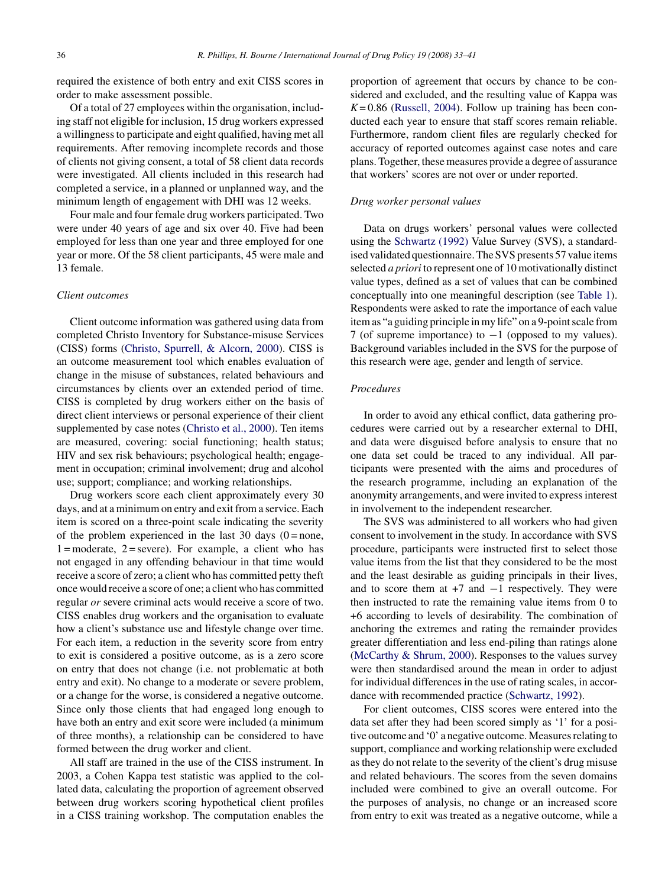required the existence of both entry and exit CISS scores in order to make assessment possible.

Of a total of 27 employees within the organisation, including staff not eligible for inclusion, 15 drug workers expressed a willingness to participate and eight qualified, having met all requirements. After removing incomplete records and those of clients not giving consent, a total of 58 client data records were investigated. All clients included in this research had completed a service, in a planned or unplanned way, and the minimum length of engagement with DHI was 12 weeks.

Four male and four female drug workers participated. Two were under 40 years of age and six over 40. Five had been employed for less than one year and three employed for one year or more. Of the 58 client participants, 45 were male and 13 female.

### *Client outcomes*

Client outcome information was gathered using data from completed Christo Inventory for Substance-misuse Services (CISS) forms (Christo, Spurrell, & Alcorn, 2000). CISS is an outcome measurement tool which enables evaluation of change in the misuse of substances, related behaviours and circumstances by clients over an extended period of time. CISS is completed by drug workers either on the basis of direct client interviews or personal experience of their client supplemented by case notes (Christo et al., 2000). Ten items are measured, covering: social functioning; health status; HIV and sex risk behaviours; psychological health; engagement in occupation; criminal involvement; drug and alcohol use; support; compliance; and working relationships.

Drug workers score each client approximately every 30 days, and at a minimum on entry and exit from a service. Each item is scored on a three-point scale indicating the severity of the problem experienced in the last 30 days (0 = none, 1 = moderate, 2 = severe). For example, a client who has not engaged in any offending behaviour in that time would receive a score of zero; a client who has committed petty theft once would receive a score of one; a client who has committed regular *or* severe criminal acts would receive a score of two. CISS enables drug workers and the organisation to evaluate how a client's substance use and lifestyle change over time. For each item, a reduction in the severity score from entry to exit is considered a positive outcome, as is a zero score on entry that does not change (i.e. not problematic at both entry and exit). No change to a moderate or severe problem, or a change for the worse, is considered a negative outcome. Since only those clients that had engaged long enough to have both an entry and exit score were included (a minimum of three months), a relationship can be considered to have formed between the drug worker and client.

All staff are trained in the use of the CISS instrument. In 2003, a Cohen Kappa test statistic was applied to the collated data, calculating the proportion of agreement observed between drug workers scoring hypothetical client profiles in a CISS training workshop. The computation enables the proportion of agreement that occurs by chance to be considered and excluded, and the resulting value of Kappa was $K = 0.86$ (Russell, 2004). Follow up training has been conducted each year to ensure that staff scores remain reliable. Furthermore, random client files are regularly checked for accuracy of reported outcomes against case notes and care plans. Together, these measures provide a degree of assurance that workers' scores are not over or under reported.

### *Drug worker personal values*

Data on drugs workers' personal values were collected using the Schwartz (1992) Value Survey (SVS), a standardised validated questionnaire. The SVS presents 57 value items selected *a priori* to represent one of 10 motivationally distinct value types, defined as a set of values that can be combined conceptually into one meaningful description (see Table 1). Respondents were asked to rate the importance of each value item as "a guiding principle in my life" on a 9-point scale from 7 (of supreme importance) to −1 (opposed to my values). Background variables included in the SVS for the purpose of this research were age, gender and length of service.

### *Procedures*

In order to avoid any ethical conflict, data gathering procedures were carried out by a researcher external to DHI, and data were disguised before analysis to ensure that no one data set could be traced to any individual. All participants were presented with the aims and procedures of the research programme, including an explanation of the anonymity arrangements, and were invited to express interest in involvement to the independent researcher.

The SVS was administered to all workers who had given consent to involvement in the study. In accordance with SVS procedure, participants were instructed first to select those value items from the list that they considered to be the most and the least desirable as guiding principals in their lives, and to score them at +7 and −1 respectively. They were then instructed to rate the remaining value items from 0 to +6 according to levels of desirability. The combination of anchoring the extremes and rating the remainder provides greater differentiation and less end-piling than ratings alone (McCarthy & Shrum, 2000). Responses to the values survey were then standardised around the mean in order to adjust for individual differences in the use of rating scales, in accordance with recommended practice (Schwartz, 1992).

For client outcomes, CISS scores were entered into the data set after they had been scored simply as '1' for a positive outcome and '0' a negative outcome. Measures relating to support, compliance and working relationship were excluded as they do not relate to the severity of the client's drug misuse and related behaviours. The scores from the seven domains included were combined to give an overall outcome. For the purposes of analysis, no change or an increased score from entry to exit was treated as a negative outcome, while a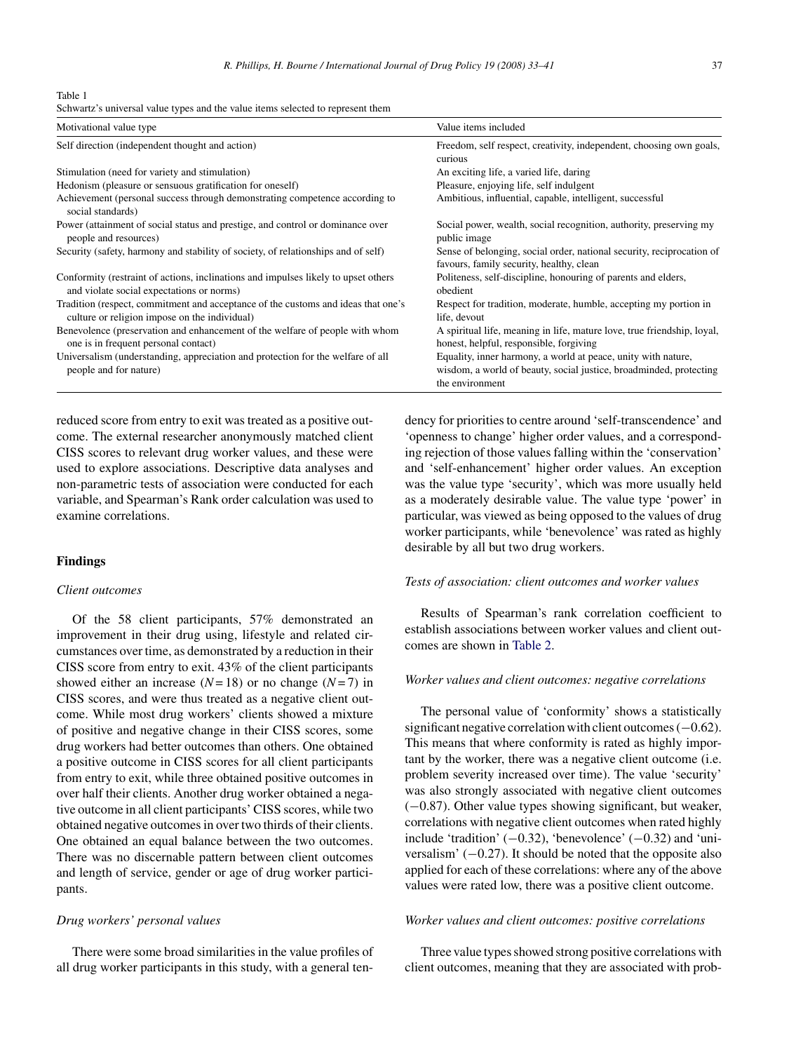Table 1
Schwartz's universal value types and the value items selected to represent them

| Motivational value type | Value items included |
| --- | --- |
| Self direction (independent thought and action) | Freedom, self respect, creativity, independent, choosing own goals, curious |
| Stimulation (need for variety and stimulation) | An exciting life, a varied life, daring |
| Hedonism (pleasure or sensuous gratification for oneself) | Pleasure, enjoying life, self indulgent |
| Achievement (personal success through demonstrating competence according to social standards) | Ambitious, influential, capable, intelligent, successful |
| Power (attainment of social status and prestige, and control or dominance over people and resources) | Social power, wealth, social recognition, authority, preserving my public image |
| Security (safety, harmony and stability of society, of relationships and of self) | Sense of belonging, social order, national security, reciprocation of favours, family security, healthy, clean |
| Conformity (restraint of actions, inclinations and impulses likely to upset others and violate social expectations or norms) | Politeness, self-discipline, honouring of parents and elders, obedient |
| Tradition (respect, commitment and acceptance of the customs and ideas that one's culture or religion impose on the individual) | Respect for tradition, moderate, humble, accepting my portion in life, devout |
| Benevolence (preservation and enhancement of the welfare of people with whom one is in frequent personal contact) | A spiritual life, meaning in life, mature love, true friendship, loyal, honest, helpful, responsible, forgiving |
| Universalism (understanding, appreciation and protection for the welfare of all people and for nature) | Equality, inner harmony, a world at peace, unity with nature, wisdom, a world of beauty, social justice, broadminded, protecting the environment |

reduced score from entry to exit was treated as a positive outcome. The external researcher anonymously matched client CISS scores to relevant drug worker values, and these were used to explore associations. Descriptive data analyses and non-parametric tests of association were conducted for each variable, and Spearman's Rank order calculation was used to examine correlations.

## Findings

### *Client outcomes*

Of the 58 client participants, 57% demonstrated an improvement in their drug using, lifestyle and related circumstances over time, as demonstrated by a reduction in their CISS score from entry to exit. 43% of the client participants showed either an increase ($N = 18$) or no change ($N = 7$) in CISS scores, and were thus treated as a negative client outcome. While most drug workers' clients showed a mixture of positive and negative change in their CISS scores, some drug workers had better outcomes than others. One obtained a positive outcome in CISS scores for all client participants from entry to exit, while three obtained positive outcomes in over half their clients. Another drug worker obtained a negative outcome in all client participants' CISS scores, while two obtained negative outcomes in over two thirds of their clients. One obtained an equal balance between the two outcomes. There was no discernable pattern between client outcomes and length of service, gender or age of drug worker participants.

### *Drug workers' personal values*

There were some broad similarities in the value profiles of all drug worker participants in this study, with a general tendency for priorities to centre around 'self-transcendence' and 'openness to change' higher order values, and a corresponding rejection of those values falling within the 'conservation' and 'self-enhancement' higher order values. An exception was the value type 'security', which was more usually held as a moderately desirable value. The value type 'power' in particular, was viewed as being opposed to the values of drug worker participants, while 'benevolence' was rated as highly desirable by all but two drug workers.

### *Tests of association: client outcomes and worker values*

Results of Spearman's rank correlation coefficient to establish associations between worker values and client outcomes are shown in Table 2.

### *Worker values and client outcomes: negative correlations*

The personal value of 'conformity' shows a statistically significant negative correlation with client outcomes (−0.62). This means that where conformity is rated as highly important by the worker, there was a negative client outcome (i.e. problem severity increased over time). The value 'security' was also strongly associated with negative client outcomes (−0.87). Other value types showing significant, but weaker, correlations with negative client outcomes when rated highly include 'tradition' (−0.32), 'benevolence' (−0.32) and 'universalism' (−0.27). It should be noted that the opposite also applied for each of these correlations: where any of the above values were rated low, there was a positive client outcome.

### *Worker values and client outcomes: positive correlations*

Three value types showed strong positive correlations with client outcomes, meaning that they are associated with prob-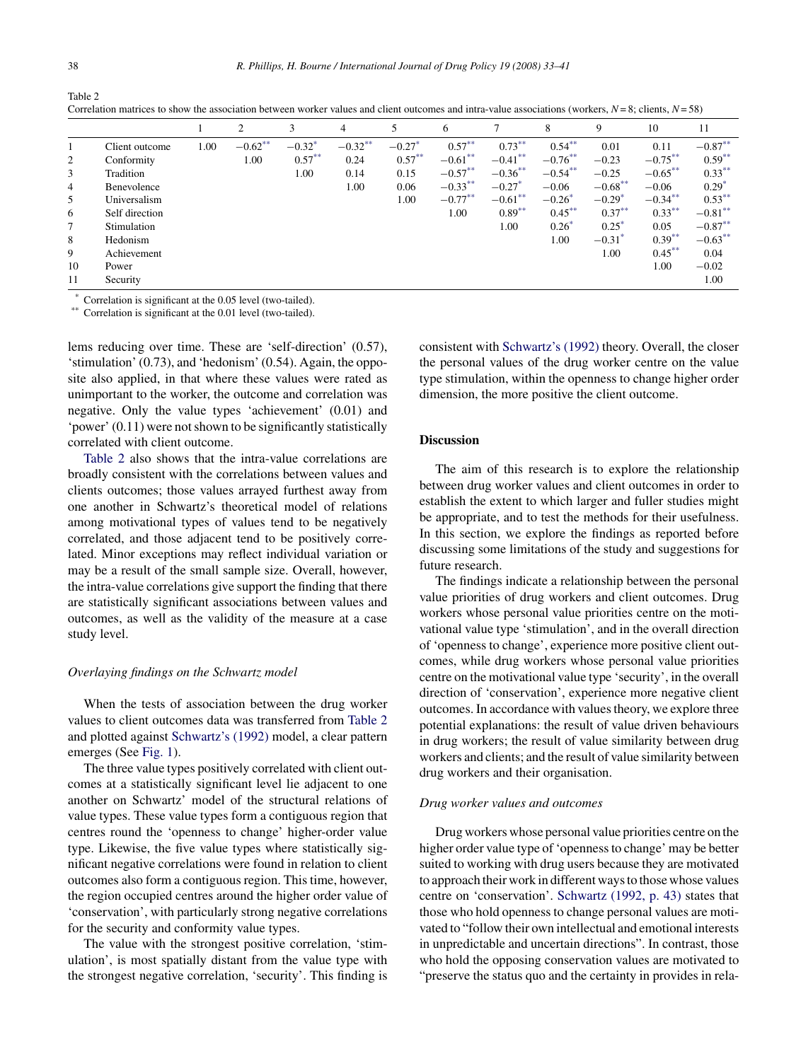Table 2

Correlation matrices to show the association between worker values and client outcomes and intra-value associations (workers, $N = 8$; clients, $N = 58$)

| | | 1 | 2 | 3 | 4 | 5 | 6 | 7 | 8 | 9 | 10 | 11 |
|---|---|---|---|---|---|---|---|---|---|---|---|---|
| 1 | Client outcome | 1.00 | −0.62** | −0.32* | −0.32** | −0.27* | 0.57** | 0.73** | 0.54** | 0.01 | 0.11 | −0.87** |
| 2 | Conformity | | 1.00 | 0.57** | 0.24 | 0.57** | −0.61** | −0.41** | −0.76** | −0.23 | −0.75** | 0.59** |
| 3 | Tradition | | | 1.00 | 0.14 | 0.15 | −0.57** | −0.36** | −0.54** | −0.25 | −0.65** | 0.33** |
| 4 | Benevolence | | | | 1.00 | 0.06 | −0.33** | −0.27* | −0.06 | −0.68** | −0.06 | 0.29* |
| 5 | Universalism | | | | | 1.00 | −0.77** | −0.61** | −0.26* | −0.29* | −0.34** | 0.53** |
| 6 | Self direction | | | | | | 1.00 | 0.89** | 0.45** | 0.37** | 0.33** | −0.81** |
| 7 | Stimulation | | | | | | | 1.00 | 0.26* | 0.25* | 0.05 | −0.87** |
| 8 | Hedonism | | | | | | | | 1.00 | −0.31* | 0.39** | −0.63** |
| 9 | Achievement | | | | | | | | | 1.00 | 0.45** | 0.04 |
| 10 | Power | | | | | | | | | | 1.00 | −0.02 |
| 11 | Security | | | | | | | | | | | 1.00 |

\* Correlation is significant at the 0.05 level (two-tailed).

\** Correlation is significant at the 0.01 level (two-tailed).

lems reducing over time. These are 'self-direction' (0.57), 'stimulation' (0.73), and 'hedonism' (0.54). Again, the opposite also applied, in that where these values were rated as unimportant to the worker, the outcome and correlation was negative. Only the value types 'achievement' (0.01) and 'power' (0.11) were not shown to be significantly statistically correlated with client outcome.

Table 2 also shows that the intra-value correlations are broadly consistent with the correlations between values and clients outcomes; those values arrayed furthest away from one another in Schwartz's theoretical model of relations among motivational types of values tend to be negatively correlated, and those adjacent tend to be positively correlated. Minor exceptions may reflect individual variation or may be a result of the small sample size. Overall, however, the intra-value correlations give support the finding that there are statistically significant associations between values and outcomes, as well as the validity of the measure at a case study level.

### *Overlaying findings on the Schwartz model*

When the tests of association between the drug worker values to client outcomes data was transferred from Table 2 and plotted against Schwartz's (1992) model, a clear pattern emerges (See Fig. 1).

The three value types positively correlated with client outcomes at a statistically significant level lie adjacent to one another on Schwartz' model of the structural relations of value types. These value types form a contiguous region that centres round the 'openness to change' higher-order value type. Likewise, the five value types where statistically significant negative correlations were found in relation to client outcomes also form a contiguous region. This time, however, the region occupied centres around the higher order value of 'conservation', with particularly strong negative correlations for the security and conformity value types.

The value with the strongest positive correlation, 'stimulation', is most spatially distant from the value type with the strongest negative correlation, 'security'. This finding is consistent with Schwartz's (1992) theory. Overall, the closer the personal values of the drug worker centre on the value type stimulation, within the openness to change higher order dimension, the more positive the client outcome.

## Discussion

The aim of this research is to explore the relationship between drug worker values and client outcomes in order to establish the extent to which larger and fuller studies might be appropriate, and to test the methods for their usefulness. In this section, we explore the findings as reported before discussing some limitations of the study and suggestions for future research.

The findings indicate a relationship between the personal value priorities of drug workers and client outcomes. Drug workers whose personal value priorities centre on the motivational value type 'stimulation', and in the overall direction of 'openness to change', experience more positive client outcomes, while drug workers whose personal value priorities centre on the motivational value type 'security', in the overall direction of 'conservation', experience more negative client outcomes. In accordance with values theory, we explore three potential explanations: the result of value driven behaviours in drug workers; the result of value similarity between drug workers and clients; and the result of value similarity between drug workers and their organisation.

### *Drug worker values and outcomes*

Drug workers whose personal value priorities centre on the higher order value type of 'openness to change' may be better suited to working with drug users because they are motivated to approach their work in different ways to those whose values centre on 'conservation'. Schwartz (1992, p. 43) states that those who hold openness to change personal values are motivated to "follow their own intellectual and emotional interests in unpredictable and uncertain directions". In contrast, those who hold the opposing conservation values are motivated to "preserve the status quo and the certainty in provides in rela-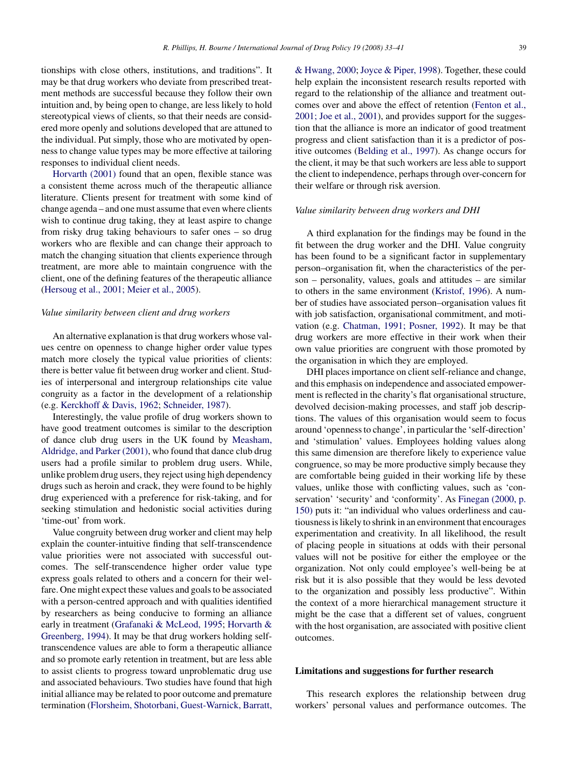tionships with close others, institutions, and traditions". It may be that drug workers who deviate from prescribed treatment methods are successful because they follow their own intuition and, by being open to change, are less likely to hold stereotypical views of clients, so that their needs are considered more openly and solutions developed that are attuned to the individual. Put simply, those who are motivated by openness to change value types may be more effective at tailoring responses to individual client needs.

Horvarth (2001) found that an open, flexible stance was a consistent theme across much of the therapeutic alliance literature. Clients present for treatment with some kind of change agenda – and one must assume that even where clients wish to continue drug taking, they at least aspire to change from risky drug taking behaviours to safer ones – so drug workers who are flexible and can change their approach to match the changing situation that clients experience through treatment, are more able to maintain congruence with the client, one of the defining features of the therapeutic alliance (Hersoug et al., 2001; Meier et al., 2005).

### *Value similarity between client and drug workers*

An alternative explanation is that drug workers whose values centre on openness to change higher order value types match more closely the typical value priorities of clients: there is better value fit between drug worker and client. Studies of interpersonal and intergroup relationships cite value congruity as a factor in the development of a relationship (e.g. Kerckhoff & Davis, 1962; Schneider, 1987).

Interestingly, the value profile of drug workers shown to have good treatment outcomes is similar to the description of dance club drug users in the UK found by Measham, Aldridge, and Parker (2001), who found that dance club drug users had a profile similar to problem drug users. While, unlike problem drug users, they reject using high dependency drugs such as heroin and crack, they were found to be highly drug experienced with a preference for risk-taking, and for seeking stimulation and hedonistic social activities during 'time-out' from work.

Value congruity between drug worker and client may help explain the counter-intuitive finding that self-transcendence value priorities were not associated with successful outcomes. The self-transcendence higher order value type express goals related to others and a concern for their welfare. One might expect these values and goals to be associated with a person-centred approach and with qualities identified by researchers as being conducive to forming an alliance early in treatment (Grafanaki & McLeod, 1995; Horvarth & Greenberg, 1994). It may be that drug workers holding self-transcendence values are able to form a therapeutic alliance and so promote early retention in treatment, but are less able to assist clients to progress toward unproblematic drug use and associated behaviours. Two studies have found that high initial alliance may be related to poor outcome and premature termination (Florsheim, Shotorbani, Guest-Warnick, Barratt, & Hwang, 2000; Joyce & Piper, 1998). Together, these could help explain the inconsistent research results reported with regard to the relationship of the alliance and treatment outcomes over and above the effect of retention (Fenton et al., 2001; Joe et al., 2001), and provides support for the suggestion that the alliance is more an indicator of good treatment progress and client satisfaction than it is a predictor of positive outcomes (Belding et al., 1997). As change occurs for the client, it may be that such workers are less able to support the client to independence, perhaps through over-concern for their welfare or through risk aversion.

### *Value similarity between drug workers and DHI*

A third explanation for the findings may be found in the fit between the drug worker and the DHI. Value congruity has been found to be a significant factor in supplementary person–organisation fit, when the characteristics of the person – personality, values, goals and attitudes – are similar to others in the same environment (Kristof, 1996). A number of studies have associated person–organisation values fit with job satisfaction, organisational commitment, and motivation (e.g. Chatman, 1991; Posner, 1992). It may be that drug workers are more effective in their work when their own value priorities are congruent with those promoted by the organisation in which they are employed.

DHI places importance on client self-reliance and change, and this emphasis on independence and associated empowerment is reflected in the charity's flat organisational structure, devolved decision-making processes, and staff job descriptions. The values of this organisation would seem to focus around 'openness to change', in particular the 'self-direction' and 'stimulation' values. Employees holding values along this same dimension are therefore likely to experience value congruence, so may be more productive simply because they are comfortable being guided in their working life by these values, unlike those with conflicting values, such as 'conservation' 'security' and 'conformity'. As Finegan (2000, p. 150) puts it: "an individual who values orderliness and cautiousness is likely to shrink in an environment that encourages experimentation and creativity. In all likelihood, the result of placing people in situations at odds with their personal values will not be positive for either the employee or the organization. Not only could employee's well-being be at risk but it is also possible that they would be less devoted to the organization and possibly less productive". Within the context of a more hierarchical management structure it might be the case that a different set of values, congruent with the host organisation, are associated with positive client outcomes.

## Limitations and suggestions for further research

This research explores the relationship between drug workers' personal values and performance outcomes. The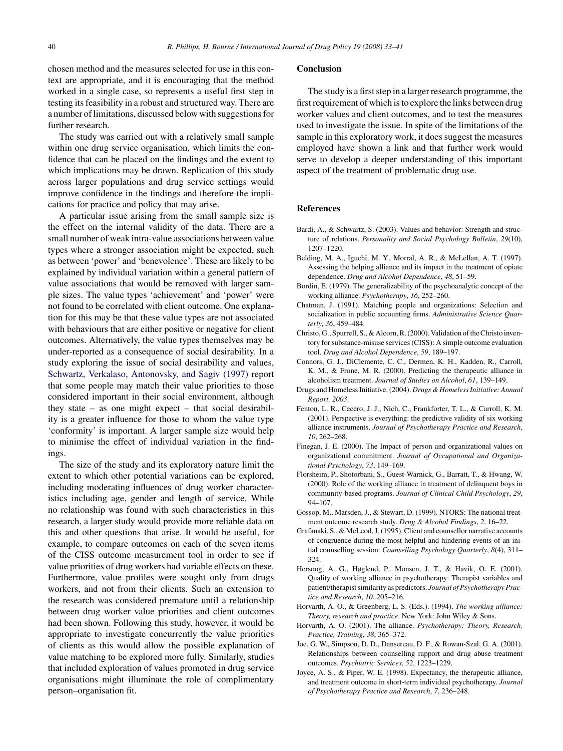chosen method and the measures selected for use in this context are appropriate, and it is encouraging that the method worked in a single case, so represents a useful first step in testing its feasibility in a robust and structured way. There are a number of limitations, discussed below with suggestions for further research.

The study was carried out with a relatively small sample within one drug service organisation, which limits the confidence that can be placed on the findings and the extent to which implications may be drawn. Replication of this study across larger populations and drug service settings would improve confidence in the findings and therefore the implications for practice and policy that may arise.

A particular issue arising from the small sample size is the effect on the internal validity of the data. There are a small number of weak intra-value associations between value types where a stronger association might be expected, such as between 'power' and 'benevolence'. These are likely to be explained by individual variation within a general pattern of value associations that would be removed with larger sample sizes. The value types 'achievement' and 'power' were not found to be correlated with client outcome. One explanation for this may be that these value types are not associated with behaviours that are either positive or negative for client outcomes. Alternatively, the value types themselves may be under-reported as a consequence of social desirability. In a study exploring the issue of social desirability and values, Schwartz, Verkalaso, Antonovsky, and Sagiv (1997) report that some people may match their value priorities to those considered important in their social environment, although they state – as one might expect – that social desirability is a greater influence for those to whom the value type 'conformity' is important. A larger sample size would help to minimise the effect of individual variation in the findings.

The size of the study and its exploratory nature limit the extent to which other potential variations can be explored, including moderating influences of drug worker characteristics including age, gender and length of service. While no relationship was found with such characteristics in this research, a larger study would provide more reliable data on this and other questions that arise. It would be useful, for example, to compare outcomes on each of the seven items of the CISS outcome measurement tool in order to see if value priorities of drug workers had variable effects on these. Furthermore, value profiles were sought only from drugs workers, and not from their clients. Such an extension to the research was considered premature until a relationship between drug worker value priorities and client outcomes had been shown. Following this study, however, it would be appropriate to investigate concurrently the value priorities of clients as this would allow the possible explanation of value matching to be explored more fully. Similarly, studies that included exploration of values promoted in drug service organisations might illuminate the role of complimentary person–organisation fit.

## Conclusion

The study is a first step in a larger research programme, the first requirement of which is to explore the links between drug worker values and client outcomes, and to test the measures used to investigate the issue. In spite of the limitations of the sample in this exploratory work, it does suggest the measures employed have shown a link and that further work would serve to develop a deeper understanding of this important aspect of the treatment of problematic drug use.

## References

Bardi, A., & Schwartz, S. (2003). Values and behavior: Strength and structure of relations. *Personality and Social Psychology Bulletin*, *29*(10), 1207–1220.

Belding, M. A., Iguchi, M. Y., Morral, A. R., & McLellan, A. T. (1997). Assessing the helping alliance and its impact in the treatment of opiate dependence. *Drug and Alcohol Dependence*, *48*, 51–59.

Bordin, E. (1979). The generalizability of the psychoanalytic concept of the working alliance. *Psychotherapy*, *16*, 252–260.

Chatman, J. (1991). Matching people and organizations: Selection and socialization in public accounting firms. *Administrative Science Quarterly*, *36*, 459–484.

Christo, G., Spurrell, S., & Alcorn, R. (2000). Validation of the Christo inventory for substance-misuse services (CISS): A simple outcome evaluation tool. *Drug and Alcohol Dependence*, *59*, 189–197.

Connors, G. J., DiClemente, C. C., Dermen, K. H., Kadden, R., Carroll, K. M., & Frone, M. R. (2000). Predicting the therapeutic alliance in alcoholism treatment. *Journal of Studies on Alcohol*, *61*, 139–149.

Drugs and Homeless Initiative. (2004). *Drugs & Homeless Initiative: Annual Report, 2003*.

Fenton, L. R., Cecero, J. J., Nich, C., Frankforter, T. L., & Carroll, K. M. (2001). Perspective is everything: the predictive validity of six working alliance instruments. *Journal of Psychotherapy Practice and Research*, *10*, 262–268.

Finegan, J. E. (2000). The Impact of person and organizational values on organizational commitment. *Journal of Occupational and Organizational Psychology*, *73*, 149–169.

Florsheim, P., Shotorbani, S., Guest-Warnick, G., Barratt, T., & Hwang, W. (2000). Role of the working alliance in treatment of delinquent boys in community-based programs. *Journal of Clinical Child Psychology*, *29*, 94–107.

Gossop, M., Marsden, J., & Stewart, D. (1999). NTORS: The national treatment outcome research study. *Drug & Alcohol Findings*, *2*, 16–22.

Grafanaki, S., & McLeod, J. (1995). Client and counsellor narrative accounts of congruence during the most helpful and hindering events of an initial counselling session. *Counselling Psychology Quarterly*, *8*(4), 311–324.

Hersoug, A. G., Høglend, P., Monsen, J. T., & Havik, O. E. (2001). Quality of working alliance in psychotherapy: Therapist variables and patient/therapist similarity as predictors. *Journal of Psychotherapy Practice and Research*, *10*, 205–216.

Horvarth, A. O., & Greenberg, L. S. (Eds.). (1994). *The working alliance: Theory, research and practice*. New York: John Wiley & Sons.

Horvarth, A. O. (2001). The alliance. *Psychotherapy: Theory, Research, Practice, Training*, *38*, 365–372.

Joe, G. W., Simpson, D. D., Dansereau, D. F., & Rowan-Szal, G. A. (2001). Relationships between counselling rapport and drug abuse treatment outcomes. *Psychiatric Services*, *52*, 1223–1229.

Joyce, A. S., & Piper, W. E. (1998). Expectancy, the therapeutic alliance, and treatment outcome in short-term individual psychotherapy. *Journal of Psychotherapy Practice and Research*, *7*, 236–248.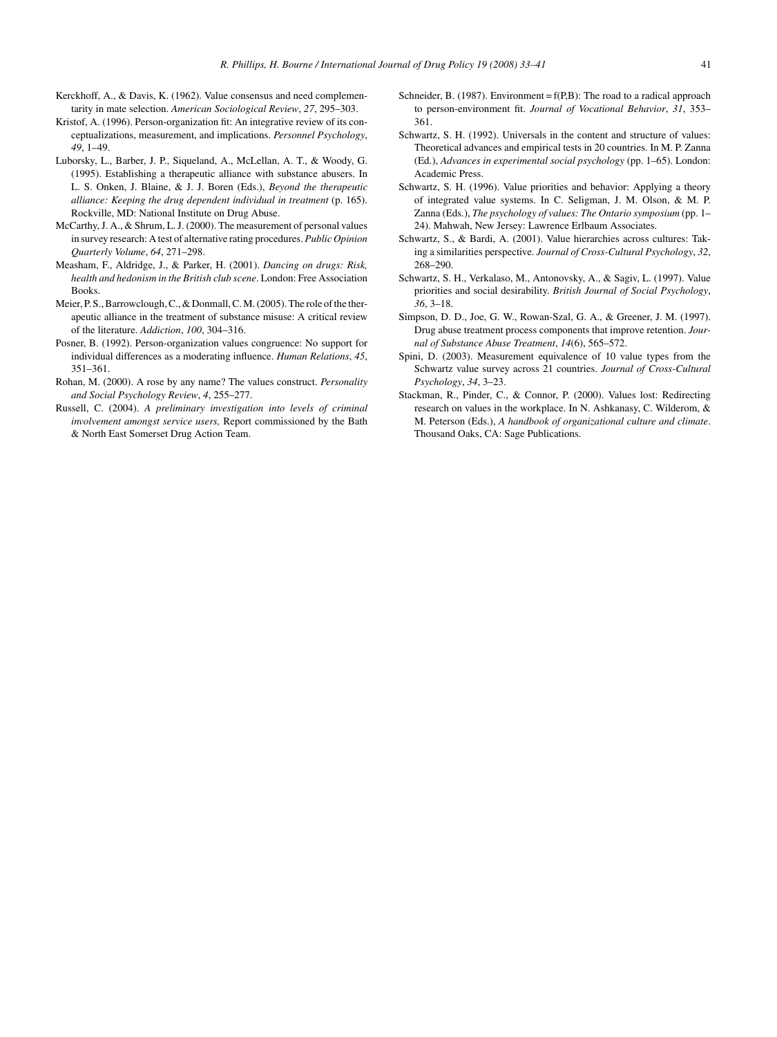Kerckhoff, A., & Davis, K. (1962). Value consensus and need complementarity in mate selection. *American Sociological Review*, *27*, 295–303.

Kristof, A. (1996). Person-organization fit: An integrative review of its conceptualizations, measurement, and implications. *Personnel Psychology*, *49*, 1–49.

Luborsky, L., Barber, J. P., Siqueland, A., McLellan, A. T., & Woody, G. (1995). Establishing a therapeutic alliance with substance abusers. In L. S. Onken, J. Blaine, & J. J. Boren (Eds.), *Beyond the therapeutic alliance: Keeping the drug dependent individual in treatment* (p. 165). Rockville, MD: National Institute on Drug Abuse.

McCarthy, J. A., & Shrum, L. J. (2000). The measurement of personal values in survey research: A test of alternative rating procedures. *Public Opinion Quarterly Volume*, *64*, 271–298.

Measham, F., Aldridge, J., & Parker, H. (2001). *Dancing on drugs: Risk, health and hedonism in the British club scene*. London: Free Association Books.

Meier, P. S., Barrowclough, C., & Donmall, C. M. (2005). The role of the therapeutic alliance in the treatment of substance misuse: A critical review of the literature. *Addiction*, *100*, 304–316.

Posner, B. (1992). Person-organization values congruence: No support for individual differences as a moderating influence. *Human Relations*, *45*, 351–361.

Rohan, M. (2000). A rose by any name? The values construct. *Personality and Social Psychology Review*, *4*, 255–277.

Russell, C. (2004). *A preliminary investigation into levels of criminal involvement amongst service users,* Report commissioned by the Bath & North East Somerset Drug Action Team.

Schneider, B. (1987). Environment = f(P,B): The road to a radical approach to person-environment fit. *Journal of Vocational Behavior*, *31*, 353–361.

Schwartz, S. H. (1992). Universals in the content and structure of values: Theoretical advances and empirical tests in 20 countries. In M. P. Zanna (Ed.), *Advances in experimental social psychology* (pp. 1–65). London: Academic Press.

Schwartz, S. H. (1996). Value priorities and behavior: Applying a theory of integrated value systems. In C. Seligman, J. M. Olson, & M. P. Zanna (Eds.), *The psychology of values: The Ontario symposium* (pp. 1–24). Mahwah, New Jersey: Lawrence Erlbaum Associates.

Schwartz, S., & Bardi, A. (2001). Value hierarchies across cultures: Taking a similarities perspective. *Journal of Cross-Cultural Psychology*, *32*, 268–290.

Schwartz, S. H., Verkalaso, M., Antonovsky, A., & Sagiv, L. (1997). Value priorities and social desirability. *British Journal of Social Psychology*, *36*, 3–18.

Simpson, D. D., Joe, G. W., Rowan-Szal, G. A., & Greener, J. M. (1997). Drug abuse treatment process components that improve retention. *Journal of Substance Abuse Treatment*, *14*(6), 565–572.

Spini, D. (2003). Measurement equivalence of 10 value types from the Schwartz value survey across 21 countries. *Journal of Cross-Cultural Psychology*, *34*, 3–23.

Stackman, R., Pinder, C., & Connor, P. (2000). Values lost: Redirecting research on values in the workplace. In N. Ashkanasy, C. Wilderom, & M. Peterson (Eds.), *A handbook of organizational culture and climate*. Thousand Oaks, CA: Sage Publications.